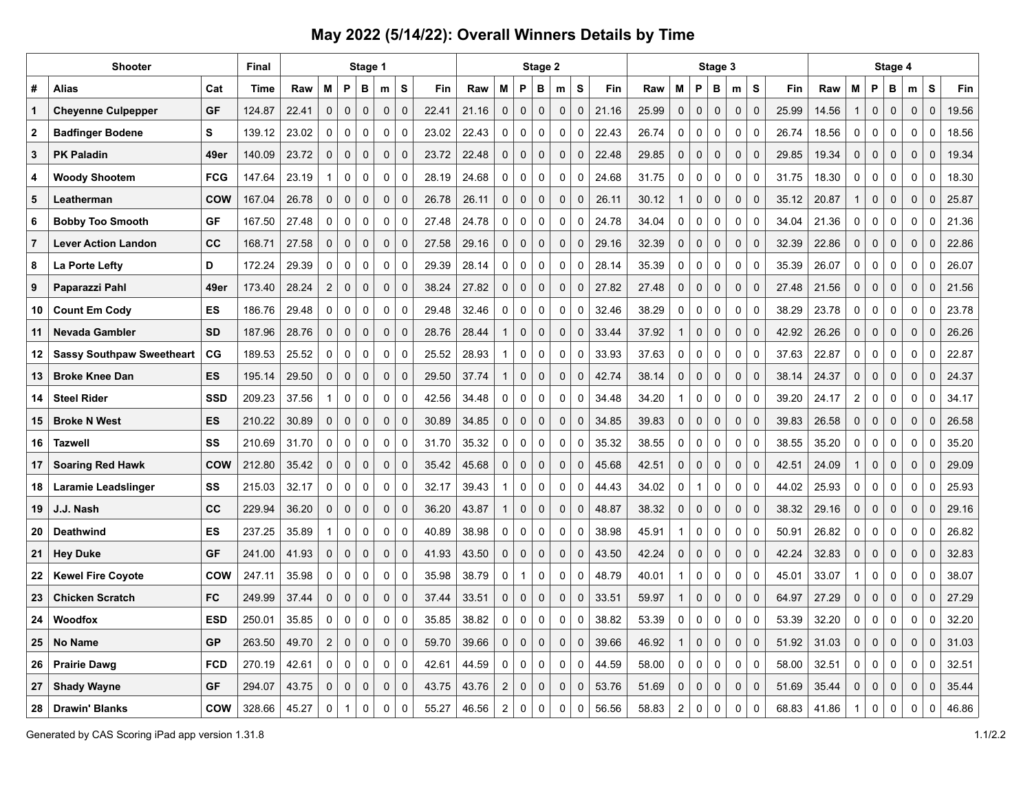# May 2022 (5/14/22): Overall Winners Details by Time

| Shooter | | | Final | Stage 1 | | | | | | | Stage 2 | | | | | | | Stage 3 | | | | | | | Stage 4 | | | | | | |
|---|---|---|---|---|---|---|---|---|---|---|---|---|---|---|---|---|---|---|---|---|---|---|---|---|---|---|---|---|---|---|---|
| # | Alias | Cat | Time | Raw | M | P | B | m | S | Fin | Raw | M | P | B | m | S | Fin | Raw | M | P | B | m | S | Fin | Raw | M | P | B | m | S | Fin |
| 1 | Cheyenne Culpepper | GF | 124.87 | 22.41 | 0 | 0 | 0 | 0 | 0 | 22.41 | 21.16 | 0 | 0 | 0 | 0 | 0 | 21.16 | 25.99 | 0 | 0 | 0 | 0 | 0 | 25.99 | 14.56 | 1 | 0 | 0 | 0 | 0 | 19.56 |
| 2 | Badfinger Bodene | S | 139.12 | 23.02 | 0 | 0 | 0 | 0 | 0 | 23.02 | 22.43 | 0 | 0 | 0 | 0 | 0 | 22.43 | 26.74 | 0 | 0 | 0 | 0 | 0 | 26.74 | 18.56 | 0 | 0 | 0 | 0 | 0 | 18.56 |
| 3 | PK Paladin | 49er | 140.09 | 23.72 | 0 | 0 | 0 | 0 | 0 | 23.72 | 22.48 | 0 | 0 | 0 | 0 | 0 | 22.48 | 29.85 | 0 | 0 | 0 | 0 | 0 | 29.85 | 19.34 | 0 | 0 | 0 | 0 | 0 | 19.34 |
| 4 | Woody Shootem | FCG | 147.64 | 23.19 | 1 | 0 | 0 | 0 | 0 | 28.19 | 24.68 | 0 | 0 | 0 | 0 | 0 | 24.68 | 31.75 | 0 | 0 | 0 | 0 | 0 | 31.75 | 18.30 | 0 | 0 | 0 | 0 | 0 | 18.30 |
| 5 | Leatherman | COW | 167.04 | 26.78 | 0 | 0 | 0 | 0 | 0 | 26.78 | 26.11 | 0 | 0 | 0 | 0 | 0 | 26.11 | 30.12 | 1 | 0 | 0 | 0 | 0 | 35.12 | 20.87 | 1 | 0 | 0 | 0 | 0 | 25.87 |
| 6 | Bobby Too Smooth | GF | 167.50 | 27.48 | 0 | 0 | 0 | 0 | 0 | 27.48 | 24.78 | 0 | 0 | 0 | 0 | 0 | 24.78 | 34.04 | 0 | 0 | 0 | 0 | 0 | 34.04 | 21.36 | 0 | 0 | 0 | 0 | 0 | 21.36 |
| 7 | Lever Action Landon | CC | 168.71 | 27.58 | 0 | 0 | 0 | 0 | 0 | 27.58 | 29.16 | 0 | 0 | 0 | 0 | 0 | 29.16 | 32.39 | 0 | 0 | 0 | 0 | 0 | 32.39 | 22.86 | 0 | 0 | 0 | 0 | 0 | 22.86 |
| 8 | La Porte Lefty | D | 172.24 | 29.39 | 0 | 0 | 0 | 0 | 0 | 29.39 | 28.14 | 0 | 0 | 0 | 0 | 0 | 28.14 | 35.39 | 0 | 0 | 0 | 0 | 0 | 35.39 | 26.07 | 0 | 0 | 0 | 0 | 0 | 26.07 |
| 9 | Paparazzi Pahl | 49er | 173.40 | 28.24 | 2 | 0 | 0 | 0 | 0 | 38.24 | 27.82 | 0 | 0 | 0 | 0 | 0 | 27.82 | 27.48 | 0 | 0 | 0 | 0 | 0 | 27.48 | 21.56 | 0 | 0 | 0 | 0 | 0 | 21.56 |
| 10 | Count Em Cody | ES | 186.76 | 29.48 | 0 | 0 | 0 | 0 | 0 | 29.48 | 32.46 | 0 | 0 | 0 | 0 | 0 | 32.46 | 38.29 | 0 | 0 | 0 | 0 | 0 | 38.29 | 23.78 | 0 | 0 | 0 | 0 | 0 | 23.78 |
| 11 | Nevada Gambler | SD | 187.96 | 28.76 | 0 | 0 | 0 | 0 | 0 | 28.76 | 28.44 | 1 | 0 | 0 | 0 | 0 | 33.44 | 37.92 | 1 | 0 | 0 | 0 | 0 | 42.92 | 26.26 | 0 | 0 | 0 | 0 | 0 | 26.26 |
| 12 | Sassy Southpaw Sweetheart | CG | 189.53 | 25.52 | 0 | 0 | 0 | 0 | 0 | 25.52 | 28.93 | 1 | 0 | 0 | 0 | 0 | 33.93 | 37.63 | 0 | 0 | 0 | 0 | 0 | 37.63 | 22.87 | 0 | 0 | 0 | 0 | 0 | 22.87 |
| 13 | Broke Knee Dan | ES | 195.14 | 29.50 | 0 | 0 | 0 | 0 | 0 | 29.50 | 37.74 | 1 | 0 | 0 | 0 | 0 | 42.74 | 38.14 | 0 | 0 | 0 | 0 | 0 | 38.14 | 24.37 | 0 | 0 | 0 | 0 | 0 | 24.37 |
| 14 | Steel Rider | SSD | 209.23 | 37.56 | 1 | 0 | 0 | 0 | 0 | 42.56 | 34.48 | 0 | 0 | 0 | 0 | 0 | 34.48 | 34.20 | 1 | 0 | 0 | 0 | 0 | 39.20 | 24.17 | 2 | 0 | 0 | 0 | 0 | 34.17 |
| 15 | Broke N West | ES | 210.22 | 30.89 | 0 | 0 | 0 | 0 | 0 | 30.89 | 34.85 | 0 | 0 | 0 | 0 | 0 | 34.85 | 39.83 | 0 | 0 | 0 | 0 | 0 | 39.83 | 26.58 | 0 | 0 | 0 | 0 | 0 | 26.58 |
| 16 | Tazwell | SS | 210.69 | 31.70 | 0 | 0 | 0 | 0 | 0 | 31.70 | 35.32 | 0 | 0 | 0 | 0 | 0 | 35.32 | 38.55 | 0 | 0 | 0 | 0 | 0 | 38.55 | 35.20 | 0 | 0 | 0 | 0 | 0 | 35.20 |
| 17 | Soaring Red Hawk | COW | 212.80 | 35.42 | 0 | 0 | 0 | 0 | 0 | 35.42 | 45.68 | 0 | 0 | 0 | 0 | 0 | 45.68 | 42.51 | 0 | 0 | 0 | 0 | 0 | 42.51 | 24.09 | 1 | 0 | 0 | 0 | 0 | 29.09 |
| 18 | Laramie Leadslinger | SS | 215.03 | 32.17 | 0 | 0 | 0 | 0 | 0 | 32.17 | 39.43 | 1 | 0 | 0 | 0 | 0 | 44.43 | 34.02 | 0 | 1 | 0 | 0 | 0 | 44.02 | 25.93 | 0 | 0 | 0 | 0 | 0 | 25.93 |
| 19 | J.J. Nash | CC | 229.94 | 36.20 | 0 | 0 | 0 | 0 | 0 | 36.20 | 43.87 | 1 | 0 | 0 | 0 | 0 | 48.87 | 38.32 | 0 | 0 | 0 | 0 | 0 | 38.32 | 29.16 | 0 | 0 | 0 | 0 | 0 | 29.16 |
| 20 | Deathwind | ES | 237.25 | 35.89 | 1 | 0 | 0 | 0 | 0 | 40.89 | 38.98 | 0 | 0 | 0 | 0 | 0 | 38.98 | 45.91 | 1 | 0 | 0 | 0 | 0 | 50.91 | 26.82 | 0 | 0 | 0 | 0 | 0 | 26.82 |
| 21 | Hey Duke | GF | 241.00 | 41.93 | 0 | 0 | 0 | 0 | 0 | 41.93 | 43.50 | 0 | 0 | 0 | 0 | 0 | 43.50 | 42.24 | 0 | 0 | 0 | 0 | 0 | 42.24 | 32.83 | 0 | 0 | 0 | 0 | 0 | 32.83 |
| 22 | Kewel Fire Coyote | COW | 247.11 | 35.98 | 0 | 0 | 0 | 0 | 0 | 35.98 | 38.79 | 0 | 1 | 0 | 0 | 0 | 48.79 | 40.01 | 1 | 0 | 0 | 0 | 0 | 45.01 | 33.07 | 1 | 0 | 0 | 0 | 0 | 38.07 |
| 23 | Chicken Scratch | FC | 249.99 | 37.44 | 0 | 0 | 0 | 0 | 0 | 37.44 | 33.51 | 0 | 0 | 0 | 0 | 0 | 33.51 | 59.97 | 1 | 0 | 0 | 0 | 0 | 64.97 | 27.29 | 0 | 0 | 0 | 0 | 0 | 27.29 |
| 24 | Woodfox | ESD | 250.01 | 35.85 | 0 | 0 | 0 | 0 | 0 | 35.85 | 38.82 | 0 | 0 | 0 | 0 | 0 | 38.82 | 53.39 | 0 | 0 | 0 | 0 | 0 | 53.39 | 32.20 | 0 | 0 | 0 | 0 | 0 | 32.20 |
| 25 | No Name | GP | 263.50 | 49.70 | 2 | 0 | 0 | 0 | 0 | 59.70 | 39.66 | 0 | 0 | 0 | 0 | 0 | 39.66 | 46.92 | 1 | 0 | 0 | 0 | 0 | 51.92 | 31.03 | 0 | 0 | 0 | 0 | 0 | 31.03 |
| 26 | Prairie Dawg | FCD | 270.19 | 42.61 | 0 | 0 | 0 | 0 | 0 | 42.61 | 44.59 | 0 | 0 | 0 | 0 | 0 | 44.59 | 58.00 | 0 | 0 | 0 | 0 | 0 | 58.00 | 32.51 | 0 | 0 | 0 | 0 | 0 | 32.51 |
| 27 | Shady Wayne | GF | 294.07 | 43.75 | 0 | 0 | 0 | 0 | 0 | 43.75 | 43.76 | 2 | 0 | 0 | 0 | 0 | 53.76 | 51.69 | 0 | 0 | 0 | 0 | 0 | 51.69 | 35.44 | 0 | 0 | 0 | 0 | 0 | 35.44 |
| 28 | Drawin' Blanks | COW | 328.66 | 45.27 | 0 | 1 | 0 | 0 | 0 | 55.27 | 46.56 | 2 | 0 | 0 | 0 | 0 | 56.56 | 58.83 | 2 | 0 | 0 | 0 | 0 | 68.83 | 41.86 | 1 | 0 | 0 | 0 | 0 | 46.86 |

Generated by CAS Scoring iPad app version 1.31.8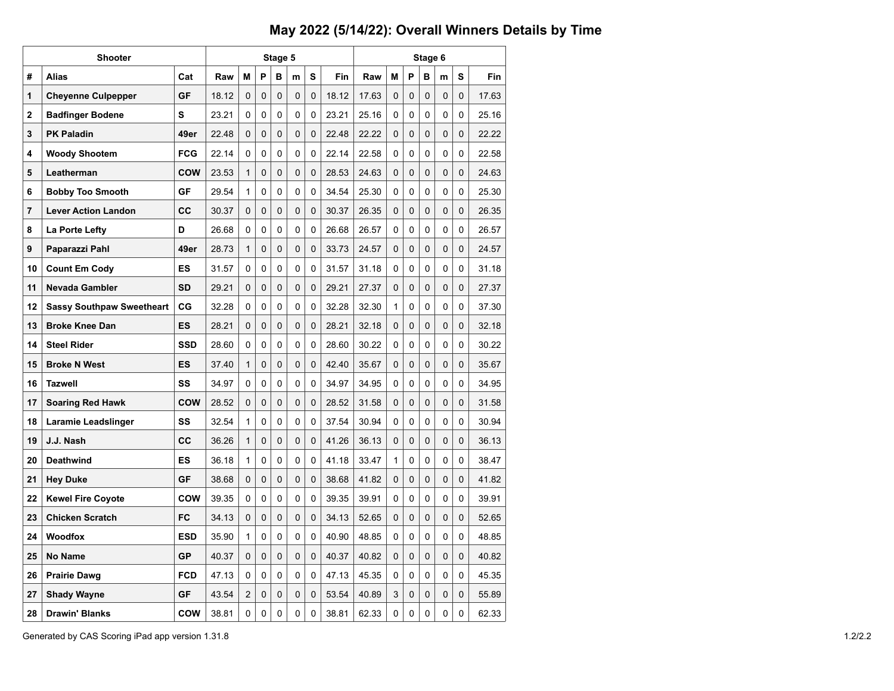# May 2022 (5/14/22): Overall Winners Details by Time

| Shooter | | | Stage 5 | | | | | | | Stage 6 | | | | | | |
|---|---|---|---|---|---|---|---|---|---|---|---|---|---|---|---|---|
| # | Alias | Cat | Raw | M | P | B | m | S | Fin | Raw | M | P | B | m | S | Fin |
| 1 | **Cheyenne Culpepper** | **GF** | 18.12 | 0 | 0 | 0 | 0 | 0 | 18.12 | 17.63 | 0 | 0 | 0 | 0 | 0 | 17.63 |
| 2 | **Badfinger Bodene** | **S** | 23.21 | 0 | 0 | 0 | 0 | 0 | 23.21 | 25.16 | 0 | 0 | 0 | 0 | 0 | 25.16 |
| 3 | **PK Paladin** | **49er** | 22.48 | 0 | 0 | 0 | 0 | 0 | 22.48 | 22.22 | 0 | 0 | 0 | 0 | 0 | 22.22 |
| 4 | **Woody Shootem** | **FCG** | 22.14 | 0 | 0 | 0 | 0 | 0 | 22.14 | 22.58 | 0 | 0 | 0 | 0 | 0 | 22.58 |
| 5 | **Leatherman** | **COW** | 23.53 | 1 | 0 | 0 | 0 | 0 | 28.53 | 24.63 | 0 | 0 | 0 | 0 | 0 | 24.63 |
| 6 | **Bobby Too Smooth** | **GF** | 29.54 | 1 | 0 | 0 | 0 | 0 | 34.54 | 25.30 | 0 | 0 | 0 | 0 | 0 | 25.30 |
| 7 | **Lever Action Landon** | **CC** | 30.37 | 0 | 0 | 0 | 0 | 0 | 30.37 | 26.35 | 0 | 0 | 0 | 0 | 0 | 26.35 |
| 8 | **La Porte Lefty** | **D** | 26.68 | 0 | 0 | 0 | 0 | 0 | 26.68 | 26.57 | 0 | 0 | 0 | 0 | 0 | 26.57 |
| 9 | **Paparazzi Pahl** | **49er** | 28.73 | 1 | 0 | 0 | 0 | 0 | 33.73 | 24.57 | 0 | 0 | 0 | 0 | 0 | 24.57 |
| 10 | **Count Em Cody** | **ES** | 31.57 | 0 | 0 | 0 | 0 | 0 | 31.57 | 31.18 | 0 | 0 | 0 | 0 | 0 | 31.18 |
| 11 | **Nevada Gambler** | **SD** | 29.21 | 0 | 0 | 0 | 0 | 0 | 29.21 | 27.37 | 0 | 0 | 0 | 0 | 0 | 27.37 |
| 12 | **Sassy Southpaw Sweetheart** | **CG** | 32.28 | 0 | 0 | 0 | 0 | 0 | 32.28 | 32.30 | 1 | 0 | 0 | 0 | 0 | 37.30 |
| 13 | **Broke Knee Dan** | **ES** | 28.21 | 0 | 0 | 0 | 0 | 0 | 28.21 | 32.18 | 0 | 0 | 0 | 0 | 0 | 32.18 |
| 14 | **Steel Rider** | **SSD** | 28.60 | 0 | 0 | 0 | 0 | 0 | 28.60 | 30.22 | 0 | 0 | 0 | 0 | 0 | 30.22 |
| 15 | **Broke N West** | **ES** | 37.40 | 1 | 0 | 0 | 0 | 0 | 42.40 | 35.67 | 0 | 0 | 0 | 0 | 0 | 35.67 |
| 16 | **Tazwell** | **SS** | 34.97 | 0 | 0 | 0 | 0 | 0 | 34.97 | 34.95 | 0 | 0 | 0 | 0 | 0 | 34.95 |
| 17 | **Soaring Red Hawk** | **COW** | 28.52 | 0 | 0 | 0 | 0 | 0 | 28.52 | 31.58 | 0 | 0 | 0 | 0 | 0 | 31.58 |
| 18 | **Laramie Leadslinger** | **SS** | 32.54 | 1 | 0 | 0 | 0 | 0 | 37.54 | 30.94 | 0 | 0 | 0 | 0 | 0 | 30.94 |
| 19 | **J.J. Nash** | **CC** | 36.26 | 1 | 0 | 0 | 0 | 0 | 41.26 | 36.13 | 0 | 0 | 0 | 0 | 0 | 36.13 |
| 20 | **Deathwind** | **ES** | 36.18 | 1 | 0 | 0 | 0 | 0 | 41.18 | 33.47 | 1 | 0 | 0 | 0 | 0 | 38.47 |
| 21 | **Hey Duke** | **GF** | 38.68 | 0 | 0 | 0 | 0 | 0 | 38.68 | 41.82 | 0 | 0 | 0 | 0 | 0 | 41.82 |
| 22 | **Kewel Fire Coyote** | **COW** | 39.35 | 0 | 0 | 0 | 0 | 0 | 39.35 | 39.91 | 0 | 0 | 0 | 0 | 0 | 39.91 |
| 23 | **Chicken Scratch** | **FC** | 34.13 | 0 | 0 | 0 | 0 | 0 | 34.13 | 52.65 | 0 | 0 | 0 | 0 | 0 | 52.65 |
| 24 | **Woodfox** | **ESD** | 35.90 | 1 | 0 | 0 | 0 | 0 | 40.90 | 48.85 | 0 | 0 | 0 | 0 | 0 | 48.85 |
| 25 | **No Name** | **GP** | 40.37 | 0 | 0 | 0 | 0 | 0 | 40.37 | 40.82 | 0 | 0 | 0 | 0 | 0 | 40.82 |
| 26 | **Prairie Dawg** | **FCD** | 47.13 | 0 | 0 | 0 | 0 | 0 | 47.13 | 45.35 | 0 | 0 | 0 | 0 | 0 | 45.35 |
| 27 | **Shady Wayne** | **GF** | 43.54 | 2 | 0 | 0 | 0 | 0 | 53.54 | 40.89 | 3 | 0 | 0 | 0 | 0 | 55.89 |
| 28 | **Drawin' Blanks** | **COW** | 38.81 | 0 | 0 | 0 | 0 | 0 | 38.81 | 62.33 | 0 | 0 | 0 | 0 | 0 | 62.33 |

Generated by CAS Scoring iPad app version 1.31.8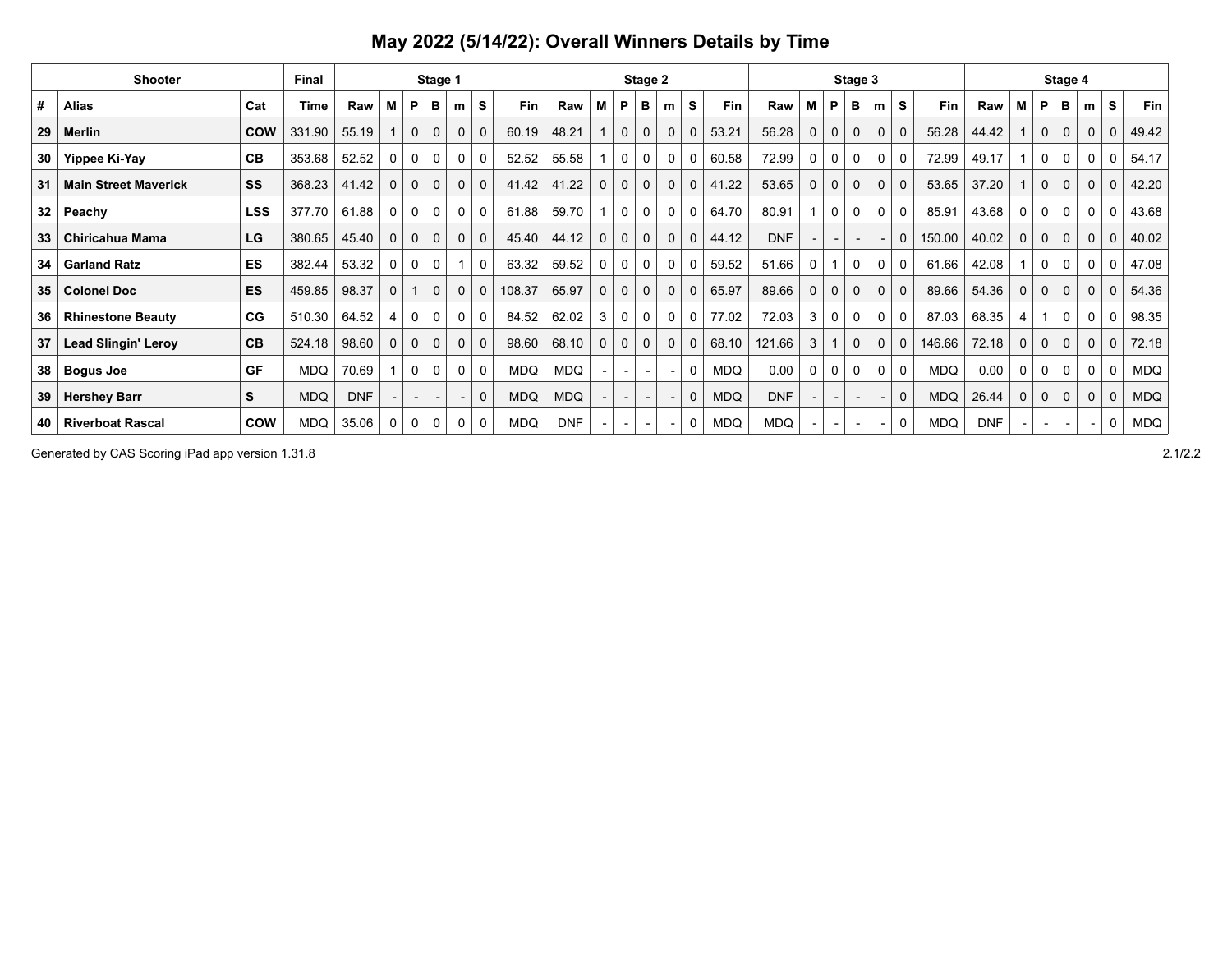# May 2022 (5/14/22): Overall Winners Details by Time

| Shooter | | | Final | Stage 1 | | | | | | | Stage 2 | | | | | | | Stage 3 | | | | | | | Stage 4 | | | | | | |
|---|---|---|---|---|---|---|---|---|---|---|---|---|---|---|---|---|---|---|---|---|---|---|---|---|---|---|---|---|---|---|---|
| # | Alias | Cat | Time | Raw | M | P | B | m | S | Fin | Raw | M | P | B | m | S | Fin | Raw | M | P | B | m | S | Fin | Raw | M | P | B | m | S | Fin |
| 29 | Merlin | COW | 331.90 | 55.19 | 1 | 0 | 0 | 0 | 0 | 60.19 | 48.21 | 1 | 0 | 0 | 0 | 0 | 53.21 | 56.28 | 0 | 0 | 0 | 0 | 0 | 56.28 | 44.42 | 1 | 0 | 0 | 0 | 0 | 49.42 |
| 30 | Yippee Ki-Yay | CB | 353.68 | 52.52 | 0 | 0 | 0 | 0 | 0 | 52.52 | 55.58 | 1 | 0 | 0 | 0 | 0 | 60.58 | 72.99 | 0 | 0 | 0 | 0 | 0 | 72.99 | 49.17 | 1 | 0 | 0 | 0 | 0 | 54.17 |
| 31 | Main Street Maverick | SS | 368.23 | 41.42 | 0 | 0 | 0 | 0 | 0 | 41.42 | 41.22 | 0 | 0 | 0 | 0 | 0 | 41.22 | 53.65 | 0 | 0 | 0 | 0 | 0 | 53.65 | 37.20 | 1 | 0 | 0 | 0 | 0 | 42.20 |
| 32 | Peachy | LSS | 377.70 | 61.88 | 0 | 0 | 0 | 0 | 0 | 61.88 | 59.70 | 1 | 0 | 0 | 0 | 0 | 64.70 | 80.91 | 1 | 0 | 0 | 0 | 0 | 85.91 | 43.68 | 0 | 0 | 0 | 0 | 0 | 43.68 |
| 33 | Chiricahua Mama | LG | 380.65 | 45.40 | 0 | 0 | 0 | 0 | 0 | 45.40 | 44.12 | 0 | 0 | 0 | 0 | 0 | 44.12 | DNF | - | - | - | - | 0 | 150.00 | 40.02 | 0 | 0 | 0 | 0 | 0 | 40.02 |
| 34 | Garland Ratz | ES | 382.44 | 53.32 | 0 | 0 | 0 | 1 | 0 | 63.32 | 59.52 | 0 | 0 | 0 | 0 | 0 | 59.52 | 51.66 | 0 | 1 | 0 | 0 | 0 | 61.66 | 42.08 | 1 | 0 | 0 | 0 | 0 | 47.08 |
| 35 | Colonel Doc | ES | 459.85 | 98.37 | 0 | 1 | 0 | 0 | 0 | 108.37 | 65.97 | 0 | 0 | 0 | 0 | 0 | 65.97 | 89.66 | 0 | 0 | 0 | 0 | 0 | 89.66 | 54.36 | 0 | 0 | 0 | 0 | 0 | 54.36 |
| 36 | Rhinestone Beauty | CG | 510.30 | 64.52 | 4 | 0 | 0 | 0 | 0 | 84.52 | 62.02 | 3 | 0 | 0 | 0 | 0 | 77.02 | 72.03 | 3 | 0 | 0 | 0 | 0 | 87.03 | 68.35 | 4 | 1 | 0 | 0 | 0 | 98.35 |
| 37 | Lead Slingin' Leroy | CB | 524.18 | 98.60 | 0 | 0 | 0 | 0 | 0 | 98.60 | 68.10 | 0 | 0 | 0 | 0 | 0 | 68.10 | 121.66 | 3 | 1 | 0 | 0 | 0 | 146.66 | 72.18 | 0 | 0 | 0 | 0 | 0 | 72.18 |
| 38 | Bogus Joe | GF | MDQ | 70.69 | 1 | 0 | 0 | 0 | 0 | MDQ | MDQ | - | - | - | - | 0 | MDQ | 0.00 | 0 | 0 | 0 | 0 | 0 | MDQ | 0.00 | 0 | 0 | 0 | 0 | 0 | MDQ |
| 39 | Hershey Barr | S | MDQ | DNF | - | - | - | - | 0 | MDQ | MDQ | - | - | - | - | 0 | MDQ | DNF | - | - | - | - | 0 | MDQ | 26.44 | 0 | 0 | 0 | 0 | 0 | MDQ |
| 40 | Riverboat Rascal | COW | MDQ | 35.06 | 0 | 0 | 0 | 0 | 0 | MDQ | DNF | - | - | - | - | 0 | MDQ | MDQ | - | - | - | - | 0 | MDQ | DNF | - | - | - | - | 0 | MDQ |

Generated by CAS Scoring iPad app version 1.31.8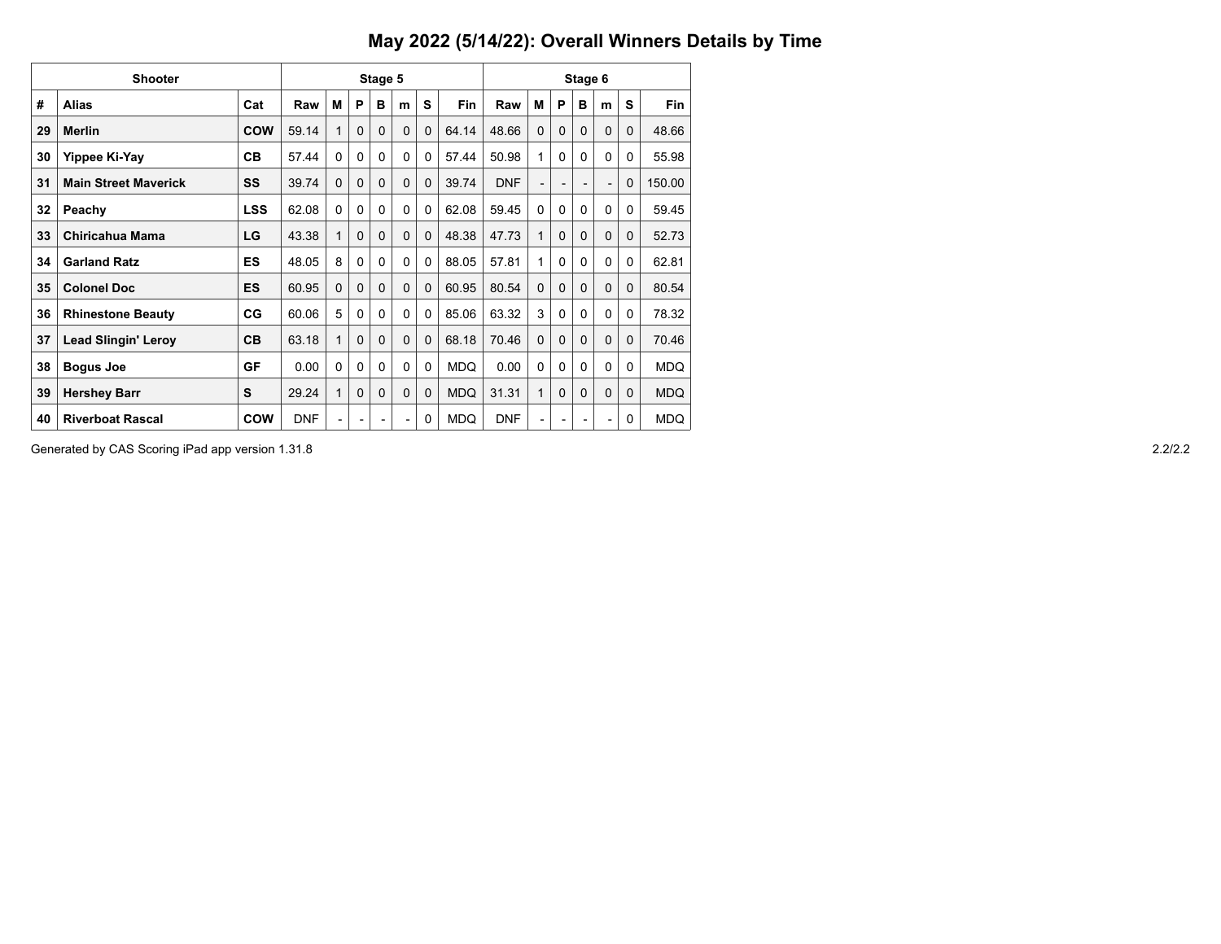# May 2022 (5/14/22): Overall Winners Details by Time

| Shooter | | | Stage 5 | | | | | | | Stage 6 | | | | | | |
|---|---|---|---|---|---|---|---|---|---|---|---|---|---|---|---|---|
| # | Alias | Cat | Raw | M | P | B | m | S | Fin | Raw | M | P | B | m | S | Fin |
| 29 | **Merlin** | **COW** | 59.14 | 1 | 0 | 0 | 0 | 0 | 64.14 | 48.66 | 0 | 0 | 0 | 0 | 0 | 48.66 |
| 30 | **Yippee Ki-Yay** | **CB** | 57.44 | 0 | 0 | 0 | 0 | 0 | 57.44 | 50.98 | 1 | 0 | 0 | 0 | 0 | 55.98 |
| 31 | **Main Street Maverick** | **SS** | 39.74 | 0 | 0 | 0 | 0 | 0 | 39.74 | DNF | - | - | - | - | 0 | 150.00 |
| 32 | **Peachy** | **LSS** | 62.08 | 0 | 0 | 0 | 0 | 0 | 62.08 | 59.45 | 0 | 0 | 0 | 0 | 0 | 59.45 |
| 33 | **Chiricahua Mama** | **LG** | 43.38 | 1 | 0 | 0 | 0 | 0 | 48.38 | 47.73 | 1 | 0 | 0 | 0 | 0 | 52.73 |
| 34 | **Garland Ratz** | **ES** | 48.05 | 8 | 0 | 0 | 0 | 0 | 88.05 | 57.81 | 1 | 0 | 0 | 0 | 0 | 62.81 |
| 35 | **Colonel Doc** | **ES** | 60.95 | 0 | 0 | 0 | 0 | 0 | 60.95 | 80.54 | 0 | 0 | 0 | 0 | 0 | 80.54 |
| 36 | **Rhinestone Beauty** | **CG** | 60.06 | 5 | 0 | 0 | 0 | 0 | 85.06 | 63.32 | 3 | 0 | 0 | 0 | 0 | 78.32 |
| 37 | **Lead Slingin' Leroy** | **CB** | 63.18 | 1 | 0 | 0 | 0 | 0 | 68.18 | 70.46 | 0 | 0 | 0 | 0 | 0 | 70.46 |
| 38 | **Bogus Joe** | **GF** | 0.00 | 0 | 0 | 0 | 0 | 0 | MDQ | 0.00 | 0 | 0 | 0 | 0 | 0 | MDQ |
| 39 | **Hershey Barr** | **S** | 29.24 | 1 | 0 | 0 | 0 | 0 | MDQ | 31.31 | 1 | 0 | 0 | 0 | 0 | MDQ |
| 40 | **Riverboat Rascal** | **COW** | DNF | - | - | - | - | 0 | MDQ | DNF | - | - | - | - | 0 | MDQ |

Generated by CAS Scoring iPad app version 1.31.8